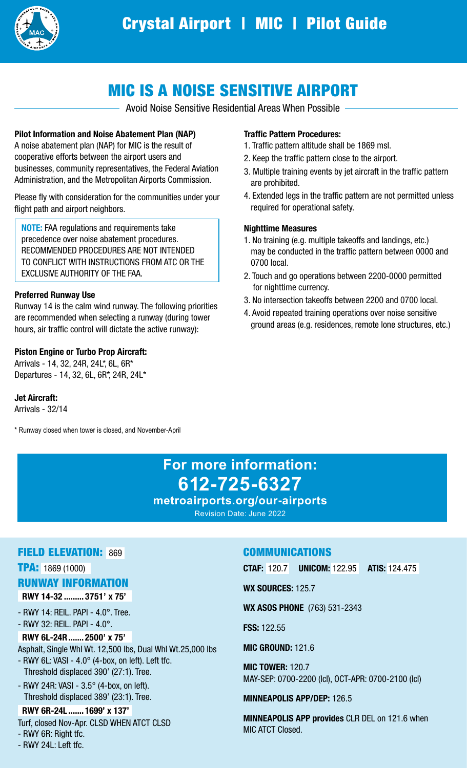# Crystal Airport | MIC | Pilot Guide

## MIC IS A NOISE SENSITIVE AIRPORT

Avoid Noise Sensitive Residential Areas When Possible

### Pilot Information and Noise Abatement Plan (NAP)

A noise abatement plan (NAP) for MIC is the result of cooperative efforts between the airport users and businesses, community representatives, the Federal Aviation Administration, and the Metropolitan Airports Commission.

Please fly with consideration for the communities under your flight path and airport neighbors.

**NOTE:** FAA regulations and requirements take precedence over noise abatement procedures. RECOMMENDED PROCEDURES ARE NOT INTENDED TO CONFLICT WITH INSTRUCTIONS FROM ATC OR THE EXCLUSIVE AUTHORITY OF THE FAA.

### Preferred Runway Use

Runway 14 is the calm wind runway. The following priorities are recommended when selecting a runway (during tower hours, air traffic control will dictate the active runway):

**Piston Engine or Turbo Prop Aircraft:**
Arrivals - 14, 32, 24R, 24L*, 6L, 6R*
Departures - 14, 32, 6L, 6R*, 24R, 24L*

**Jet Aircraft:**
Arrivals - 32/14

\* Runway closed when tower is closed, and November-April

### Traffic Pattern Procedures:

1. Traffic pattern altitude shall be 1869 msl.
2. Keep the traffic pattern close to the airport.
3. Multiple training events by jet aircraft in the traffic pattern are prohibited.
4. Extended legs in the traffic pattern are not permitted unless required for operational safety.

### Nighttime Measures

1. No training (e.g. multiple takeoffs and landings, etc.) may be conducted in the traffic pattern between 0000 and 0700 local.
2. Touch and go operations between 2200-0000 permitted for nighttime currency.
3. No intersection takeoffs between 2200 and 0700 local.
4. Avoid repeated training operations over noise sensitive ground areas (e.g. residences, remote lone structures, etc.)

**For more information:**
**612-725-6327**
**metroairports.org/our-airports**
Revision Date: June 2022

### FIELD ELEVATION: 869

### TPA: 1869 (1000)

### RUNWAY INFORMATION

**RWY 14-32 ......... 3751' x 75'**

- RWY 14: REIL. PAPI - 4.0°. Tree.
- RWY 32: REIL. PAPI - 4.0°.

**RWY 6L-24R ....... 2500' x 75'**

Asphalt, Single Whl Wt. 12,500 lbs, Dual Whl Wt.25,000 lbs
- RWY 6L: VASI - 4.0° (4-box, on left). Left tfc. Threshold displaced 390' (27:1). Tree.
- RWY 24R: VASI - 3.5° (4-box, on left). Threshold displaced 389' (23:1). Tree.

**RWY 6R-24L ....... 1699' x 137'**

Turf, closed Nov-Apr. CLSD WHEN ATCT CLSD
- RWY 6R: Right tfc.
- RWY 24L: Left tfc.

### COMMUNICATIONS

**CTAF:** 120.7 **UNICOM:** 122.95 **ATIS:** 124.475

**WX SOURCES:** 125.7

**WX ASOS PHONE** (763) 531-2343

**FSS:** 122.55

**MIC GROUND:** 121.6

**MIC TOWER:** 120.7
MAY-SEP: 0700-2200 (lcl), OCT-APR: 0700-2100 (lcl)

**MINNEAPOLIS APP/DEP:** 126.5

**MINNEAPOLIS APP provides** CLR DEL on 121.6 when MIC ATCT Closed.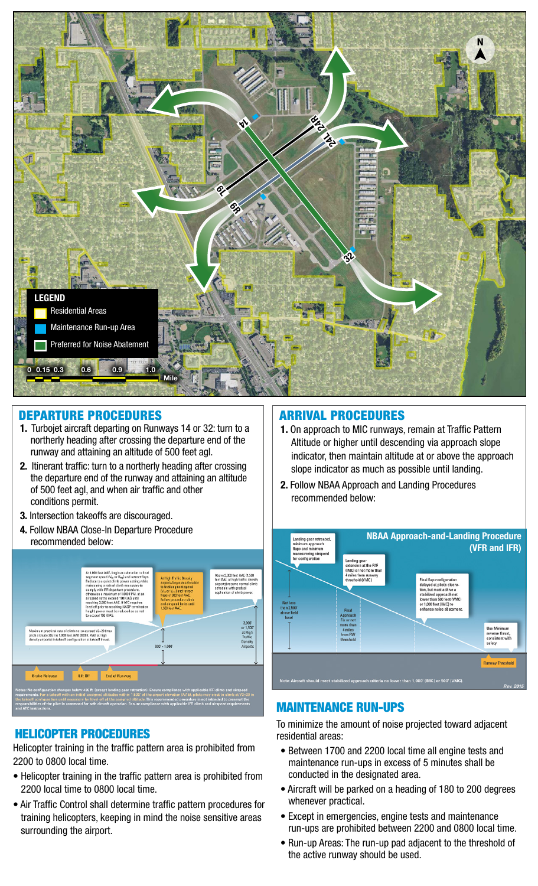N

14

32

2R

24L

6L

6R

LEGEND

Residential Areas

Maintenance Run-up Area

Preferred for Noise Abatement

0 0.15 0.3 0.6 0.9 1.0 Mile

## DEPARTURE PROCEDURES

1. Turbojet aircraft departing on Runways 14 or 32: turn to a northerly heading after crossing the departure end of the runway and attaining an altitude of 500 feet agl.
2. Itinerant traffic: turn to a northerly heading after crossing the departure end of the runway and attaining an altitude of 500 feet agl, and when air traffic and other conditions permit.
3. Intersection takeoffs are discouraged.
4. Follow NBAA Close-In Departure Procedure recommended below:

Brake Release

Lift Off

End of Runway

500' - 1,000'

3,000' or 1,500' at High Traffic Density Airports

Notes: No configuration changes below 400 ft. (except landing gear retraction). Ensure compliance with applicable IFR climb and airspeed requirements. For a takeoff with an initial assigned altitude within 1,500' of the airport elevation (AAE), pilots may elect to climb at V2+20 in the takeoff configuration until necessary for level off at the assigned altitude. This recommended procedure is not intended to preempt the responsibilities of the pilot-in-command for safe aircraft operation. Ensure compliance with applicable IFR climb and airspeed requirements and ATC instructions.

## HELICOPTER PROCEDURES

Helicopter training in the traffic pattern area is prohibited from 2200 to 0800 local time.

- Helicopter training in the traffic pattern area is prohibited from 2200 local time to 0800 local time.
- Air Traffic Control shall determine traffic pattern procedures for training helicopters, keeping in mind the noise sensitive areas surrounding the airport.

## ARRIVAL PROCEDURES

1. On approach to MIC runways, remain at Traffic Pattern Altitude or higher until descending via approach slope indicator, then maintain altitude at or above the approach slope indicator as much as possible until landing.
2. Follow NBAA Approach and Landing Procedures recommended below:

NBAA Approach-and-Landing Procedure (VFR and IFR)

Landing gear retracted, minimum approach flaps and minimum maneuvering airspeed for configuration

Landing gear extension at the FAF (IMC) or not more than 4 miles from runway threshold (VMC)

Final flap configuration delayed at pilot's discretion, but must achieve a stabilized approach not lower than 500 feet (VMC) or 1,000 feet (IMC) to enhance noise abatement.

Not less than 2,500' above field level

Final Approach Fix or not more than 4 miles from RW threshold

Use Minimum reverse thrust, consistent with safety

Runway Threshold

Note: Aircraft should meet stabilized approach criteria no lower than 1,000' (IMC) or 500' (VMC).

Rev. 2015

## MAINTENANCE RUN-UPS

To minimize the amount of noise projected toward adjacent residential areas:

- Between 1700 and 2200 local time all engine tests and maintenance run-ups in excess of 5 minutes shall be conducted in the designated area.
- Aircraft will be parked on a heading of 180 to 200 degrees whenever practical.
- Except in emergencies, engine tests and maintenance run-ups are prohibited between 2200 and 0800 local time.
- Run-up Areas: The run-up pad adjacent to the threshold of the active runway should be used.